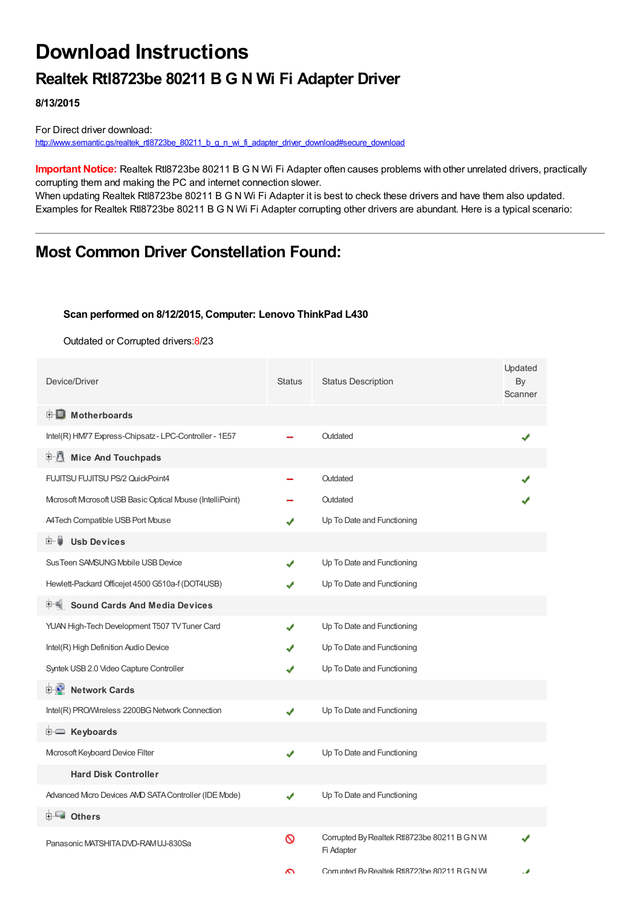# Download Instructions

## Realtek Rtl8723be 80211 B G N Wi Fi Adapter Driver

**8/13/2015**

For Direct driver download:
http://www.semantic.gs/realtek_rtl8723be_80211_b_g_n_wi_fi_adapter_driver_download#secure_download

**Important Notice:** Realtek Rtl8723be 80211 B G N Wi Fi Adapter often causes problems with other unrelated drivers, practically corrupting them and making the PC and internet connection slower.
When updating Realtek Rtl8723be 80211 B G N Wi Fi Adapter it is best to check these drivers and have them also updated. Examples for Realtek Rtl8723be 80211 B G N Wi Fi Adapter corrupting other drivers are abundant. Here is a typical scenario:

---

## Most Common Driver Constellation Found:

**Scan performed on 8/12/2015, Computer: Lenovo ThinkPad L430**

Outdated or Corrupted drivers:8/23

| Device/Driver | Status | Status Description | Updated By Scanner |
|---|---|---|---|
| **Motherboards** | | | |
| Intel(R) HM77 Express-Chipsatz - LPC-Controller - 1E57 | – | Outdated | ✔ |
| **Mice And Touchpads** | | | |
| FUJITSU FUJITSU PS/2 QuickPoint4 | – | Outdated | ✔ |
| Microsoft Microsoft USB Basic Optical Mouse (IntelliPoint) | – | Outdated | ✔ |
| A4Tech Compatible USB Port Mouse | ✔ | Up To Date and Functioning | |
| **Usb Devices** | | | |
| SusTeen SAMSUNG Mobile USB Device | ✔ | Up To Date and Functioning | |
| Hewlett-Packard Officejet 4500 G510a-f (DOT4USB) | ✔ | Up To Date and Functioning | |
| **Sound Cards And Media Devices** | | | |
| YUAN High-Tech Development T507 TV Tuner Card | ✔ | Up To Date and Functioning | |
| Intel(R) High Definition Audio Device | ✔ | Up To Date and Functioning | |
| Syntek USB 2.0 Video Capture Controller | ✔ | Up To Date and Functioning | |
| **Network Cards** | | | |
| Intel(R) PRO/Wireless 2200BG Network Connection | ✔ | Up To Date and Functioning | |
| **Keyboards** | | | |
| Microsoft Keyboard Device Filter | ✔ | Up To Date and Functioning | |
| **Hard Disk Controller** | | | |
| Advanced Micro Devices AMD SATA Controller (IDE Mode) | ✔ | Up To Date and Functioning | |
| **Others** | | | |
| Panasonic MATSHITA DVD-RAM UJ-830Sa | 🚫 | Corrupted By Realtek Rtl8723be 80211 B G N Wi Fi Adapter | ✔ |
| | 🚫 | Corrupted By Realtek Rtl8723be 80211 B G N Wi | ✔ |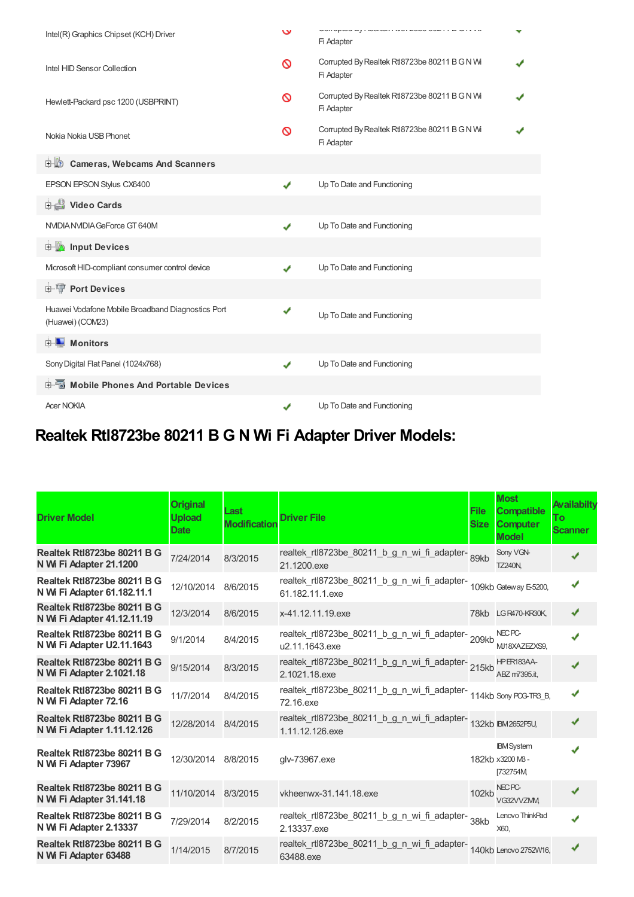| | | | |
|---|---|---|---|
| Intel(R) Graphics Chipset (KCH) Driver | 🚫 | Corrupted By Realtek Rtl8723be 80211 B G N Wi Fi Adapter | ✔ |
| Intel HID Sensor Collection | 🚫 | Corrupted By Realtek Rtl8723be 80211 B G N Wi Fi Adapter | ✔ |
| Hewlett-Packard psc 1200 (USBPRINT) | 🚫 | Corrupted By Realtek Rtl8723be 80211 B G N Wi Fi Adapter | ✔ |
| Nokia Nokia USB Phonet | 🚫 | Corrupted By Realtek Rtl8723be 80211 B G N Wi Fi Adapter | ✔ |
| **Cameras, Webcams And Scanners** | | | |
| EPSON EPSON Stylus CX6400 | ✔ | Up To Date and Functioning | |
| **Video Cards** | | | |
| NVIDIA NVIDIA GeForce GT 640M | ✔ | Up To Date and Functioning | |
| **Input Devices** | | | |
| Microsoft HID-compliant consumer control device | ✔ | Up To Date and Functioning | |
| **Port Devices** | | | |
| Huawei Vodafone Mobile Broadband Diagnostics Port (Huawei) (COM23) | ✔ | Up To Date and Functioning | |
| **Monitors** | | | |
| Sony Digital Flat Panel (1024x768) | ✔ | Up To Date and Functioning | |
| **Mobile Phones And Portable Devices** | | | |
| Acer NOKIA | ✔ | Up To Date and Functioning | |

# Realtek Rtl8723be 80211 B G N Wi Fi Adapter Driver Models:

| Driver Model | Original Upload Date | Last Modification | Driver File | File Size | Most Compatible Computer Model | Availabilty To Scanner |
|---|---|---|---|---|---|---|
| **Realtek Rtl8723be 80211 B G N Wi Fi Adapter 21.1200** | 7/24/2014 | 8/3/2015 | realtek_rtl8723be_80211_b_g_n_wi_fi_adapter-21.1200.exe | 89kb | Sony VGN-TZ240N, | ✔ |
| **Realtek Rtl8723be 80211 B G N Wi Fi Adapter 61.182.11.1** | 12/10/2014 | 8/6/2015 | realtek_rtl8723be_80211_b_g_n_wi_fi_adapter-61.182.11.1.exe | 109kb | Gateway E-5200, | ✔ |
| **Realtek Rtl8723be 80211 B G N Wi Fi Adapter 41.12.11.19** | 12/3/2014 | 8/6/2015 | x-41.12.11.19.exe | 78kb | LG R470-KR30K, | ✔ |
| **Realtek Rtl8723be 80211 B G N Wi Fi Adapter U2.11.1643** | 9/1/2014 | 8/4/2015 | realtek_rtl8723be_80211_b_g_n_wi_fi_adapter-u2.11.1643.exe | 209kb | NEC PC-MJ18XAZEZXS9, | ✔ |
| **Realtek Rtl8723be 80211 B G N Wi Fi Adapter 2.1021.18** | 9/15/2014 | 8/3/2015 | realtek_rtl8723be_80211_b_g_n_wi_fi_adapter-2.1021.18.exe | 215kb | HP ER183AA-ABZ m7395.it, | ✔ |
| **Realtek Rtl8723be 80211 B G N Wi Fi Adapter 72.16** | 11/7/2014 | 8/4/2015 | realtek_rtl8723be_80211_b_g_n_wi_fi_adapter-72.16.exe | 114kb | Sony PCG-TR3_B, | ✔ |
| **Realtek Rtl8723be 80211 B G N Wi Fi Adapter 1.11.12.126** | 12/28/2014 | 8/4/2015 | realtek_rtl8723be_80211_b_g_n_wi_fi_adapter-1.11.12.126.exe | 132kb | IBM 2652P5U, | ✔ |
| **Realtek Rtl8723be 80211 B G N Wi Fi Adapter 73967** | 12/30/2014 | 8/8/2015 | glv-73967.exe | 182kb | IBM System x3200 M3 -[732754M, | ✔ |
| **Realtek Rtl8723be 80211 B G N Wi Fi Adapter 31.141.18** | 11/10/2014 | 8/3/2015 | vkheenwx-31.141.18.exe | 102kb | NEC PC-VG32VVZMM, | ✔ |
| **Realtek Rtl8723be 80211 B G N Wi Fi Adapter 2.13337** | 7/29/2014 | 8/2/2015 | realtek_rtl8723be_80211_b_g_n_wi_fi_adapter-2.13337.exe | 38kb | Lenovo ThinkPad X60, | ✔ |
| **Realtek Rtl8723be 80211 B G N Wi Fi Adapter 63488** | 1/14/2015 | 8/7/2015 | realtek_rtl8723be_80211_b_g_n_wi_fi_adapter-63488.exe | 140kb | Lenovo 2752W16, | ✔ |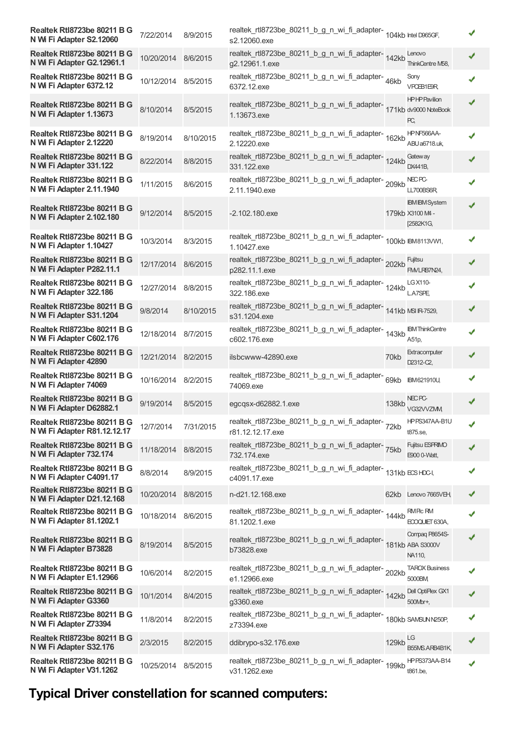| | | | | | | |
|---|---|---|---|---|---|---|
| **Realtek Rtl8723be 80211 B G N Wi Fi Adapter S2.12060** | 7/22/2014 | 8/9/2015 | realtek_rtl8723be_80211_b_g_n_wi_fi_adapter-s2.12060.exe | 104kb | Intel D965GF, | ✔ |
| **Realtek Rtl8723be 80211 B G N Wi Fi Adapter G2.12961.1** | 10/20/2014 | 8/6/2015 | realtek_rtl8723be_80211_b_g_n_wi_fi_adapter-g2.12961.1.exe | 142kb | Lenovo ThinkCentre M58, | ✔ |
| **Realtek Rtl8723be 80211 B G N Wi Fi Adapter 6372.12** | 10/12/2014 | 8/5/2015 | realtek_rtl8723be_80211_b_g_n_wi_fi_adapter-6372.12.exe | 46kb | Sony VPCEB1E9R, | ✔ |
| **Realtek Rtl8723be 80211 B G N Wi Fi Adapter 1.13673** | 8/10/2014 | 8/5/2015 | realtek_rtl8723be_80211_b_g_n_wi_fi_adapter-1.13673.exe | 171kb | HP HP Pavilion dv9000 NoteBook PC, | ✔ |
| **Realtek Rtl8723be 80211 B G N Wi Fi Adapter 2.12220** | 8/19/2014 | 8/10/2015 | realtek_rtl8723be_80211_b_g_n_wi_fi_adapter-2.12220.exe | 162kb | HP NF566AA-ABU a6718.uk, | ✔ |
| **Realtek Rtl8723be 80211 B G N Wi Fi Adapter 331.122** | 8/22/2014 | 8/8/2015 | realtek_rtl8723be_80211_b_g_n_wi_fi_adapter-331.122.exe | 124kb | Gateway DX441B, | ✔ |
| **Realtek Rtl8723be 80211 B G N Wi Fi Adapter 2.11.1940** | 1/11/2015 | 8/6/2015 | realtek_rtl8723be_80211_b_g_n_wi_fi_adapter-2.11.1940.exe | 209kb | NEC PC-LL700BS6R, | ✔ |
| **Realtek Rtl8723be 80211 B G N Wi Fi Adapter 2.102.180** | 9/12/2014 | 8/5/2015 | -2.102.180.exe | 179kb | IBM IBM System X3100 M4 -[2582K1G, | ✔ |
| **Realtek Rtl8723be 80211 B G N Wi Fi Adapter 1.10427** | 10/3/2014 | 8/3/2015 | realtek_rtl8723be_80211_b_g_n_wi_fi_adapter-1.10427.exe | 100kb | IBM 8113VW1, | ✔ |
| **Realtek Rtl8723be 80211 B G N Wi Fi Adapter P282.11.1** | 12/17/2014 | 8/6/2015 | realtek_rtl8723be_80211_b_g_n_wi_fi_adapter-p282.11.1.exe | 202kb | Fujitsu FMVLRB7N24, | ✔ |
| **Realtek Rtl8723be 80211 B G N Wi Fi Adapter 322.186** | 12/27/2014 | 8/8/2015 | realtek_rtl8723be_80211_b_g_n_wi_fi_adapter-322.186.exe | 124kb | LG X110-L.A7SPE, | ✔ |
| **Realtek Rtl8723be 80211 B G N Wi Fi Adapter S31.1204** | 9/8/2014 | 8/10/2015 | realtek_rtl8723be_80211_b_g_n_wi_fi_adapter-s31.1204.exe | 141kb | MSI IR-7529, | ✔ |
| **Realtek Rtl8723be 80211 B G N Wi Fi Adapter C602.176** | 12/18/2014 | 8/7/2015 | realtek_rtl8723be_80211_b_g_n_wi_fi_adapter-c602.176.exe | 143kb | IBM ThinkCentre A51p, | ✔ |
| **Realtek Rtl8723be 80211 B G N Wi Fi Adapter 42890** | 12/21/2014 | 8/2/2015 | ilsbcwww-42890.exe | 70kb | Extracomputer D2312-C2, | ✔ |
| **Realtek Rtl8723be 80211 B G N Wi Fi Adapter 74069** | 10/16/2014 | 8/2/2015 | realtek_rtl8723be_80211_b_g_n_wi_fi_adapter-74069.exe | 69kb | IBM 621910U, | ✔ |
| **Realtek Rtl8723be 80211 B G N Wi Fi Adapter D62882.1** | 9/19/2014 | 8/5/2015 | egcqsx-d62882.1.exe | 138kb | NEC PC-VG32VVZMM, | ✔ |
| **Realtek Rtl8723be 80211 B G N Wi Fi Adapter R81.12.12.17** | 12/7/2014 | 7/31/2015 | realtek_rtl8723be_80211_b_g_n_wi_fi_adapter-r81.12.12.17.exe | 72kb | HP PS347AA-B1U t875.se, | ✔ |
| **Realtek Rtl8723be 80211 B G N Wi Fi Adapter 732.174** | 11/18/2014 | 8/8/2015 | realtek_rtl8723be_80211_b_g_n_wi_fi_adapter-732.174.exe | 75kb | Fujitsu ESPRIMO E900 0-Watt, | ✔ |
| **Realtek Rtl8723be 80211 B G N Wi Fi Adapter C4091.17** | 8/8/2014 | 8/9/2015 | realtek_rtl8723be_80211_b_g_n_wi_fi_adapter-c4091.17.exe | 131kb | ECS HDC-I, | ✔ |
| **Realtek Rtl8723be 80211 B G N Wi Fi Adapter D21.12.168** | 10/20/2014 | 8/8/2015 | n-d21.12.168.exe | 62kb | Lenovo 7665VEH, | ✔ |
| **Realtek Rtl8723be 80211 B G N Wi Fi Adapter 81.1202.1** | 10/18/2014 | 8/6/2015 | realtek_rtl8723be_80211_b_g_n_wi_fi_adapter-81.1202.1.exe | 144kb | RM Plc RM ECOQUIET 630A, | ✔ |
| **Realtek Rtl8723be 80211 B G N Wi Fi Adapter B73828** | 8/19/2014 | 8/5/2015 | realtek_rtl8723be_80211_b_g_n_wi_fi_adapter-b73828.exe | 181kb | Compaq P8654S-ABA S3000V NA110, | ✔ |
| **Realtek Rtl8723be 80211 B G N Wi Fi Adapter E1.12966** | 10/6/2014 | 8/2/2015 | realtek_rtl8723be_80211_b_g_n_wi_fi_adapter-e1.12966.exe | 202kb | TAROX Business 5000BM, | ✔ |
| **Realtek Rtl8723be 80211 B G N Wi Fi Adapter G3360** | 10/1/2014 | 8/4/2015 | realtek_rtl8723be_80211_b_g_n_wi_fi_adapter-g3360.exe | 142kb | Dell OptiPlex GX1 500Mbr+, | ✔ |
| **Realtek Rtl8723be 80211 B G N Wi Fi Adapter Z73394** | 11/8/2014 | 8/2/2015 | realtek_rtl8723be_80211_b_g_n_wi_fi_adapter-z73394.exe | 180kb | SAMSUN N250P, | ✔ |
| **Realtek Rtl8723be 80211 B G N Wi Fi Adapter S32.176** | 2/3/2015 | 8/2/2015 | ddibrypo-s32.176.exe | 129kb | LG B55MS.ARB4B1K, | ✔ |
| **Realtek Rtl8723be 80211 B G N Wi Fi Adapter V31.1262** | 10/25/2014 | 8/5/2015 | realtek_rtl8723be_80211_b_g_n_wi_fi_adapter-v31.1262.exe | 199kb | HP PS373AA-B14 t861.be, | ✔ |

## Typical Driver constellation for scanned computers: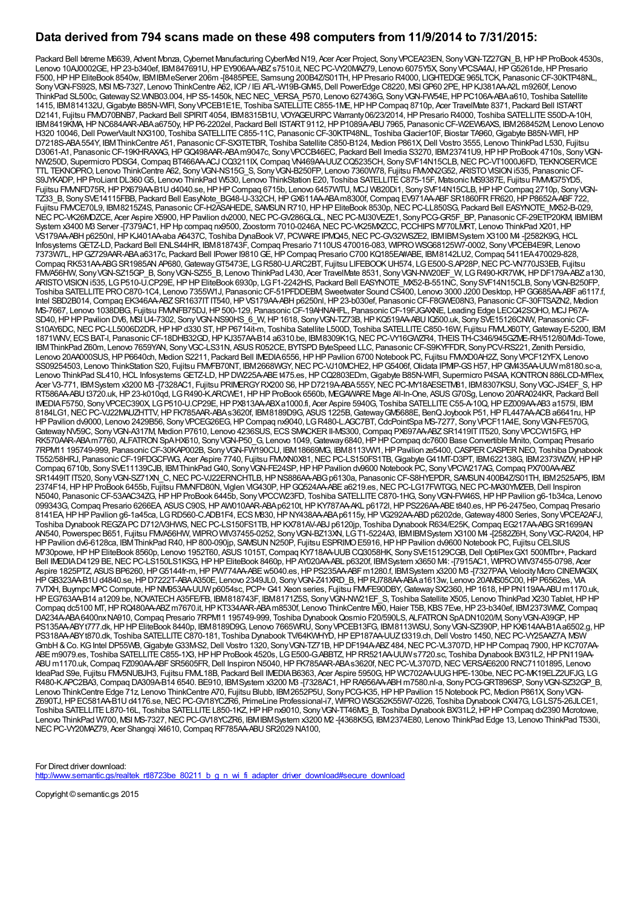## Data derived from 794 scans made on these 498 computers from 11/9/2014 to 7/31/2015:

Packard Bell Ixtreme M6639, Advent Monza, Cybernet Manufacturing CyberMed N19, Acer Acer Project, Sony VPCEA23EN, Sony VGN-TZ27GN_B, HP HP ProBook 4530s, Lenovo 10AJ0002GE, HP 23-b340ef, IBM 847691U, HP EY906AA-ABZ s7510.it, NEC PC-VY20MAZ79, Lenovo 6075Y5X, Sony VPCSA4AJ, HP G5261de, HP Presario F500, HP HP EliteBook 8540w, IBM IBM eServer 206m -[8485PEE, Samsung 200B4Z/S01TH, HP Presario R4000, LIGHTEDGE 965LTCK, Panasonic CF-30KTP48NL, Sony VGN-FS92S, MSI MS-7327, Lenovo ThinkCentre A62, ICP / IEi AFL-W19B-GM45, Dell PowerEdge C8220, MSI GP60 2PE, HP KJ381AA-A2L m9260f, Lenovo ThinkPad SL500c, Gateway S2.WNB03.004, HP S5-1450k, NEC NEC_VERSA_P570, Lenovo 627436G, Sony VGN-FW54E, HP PC106A-ABA a610, Toshiba Satellite 1415, IBM 814132U, Gigabyte B85N-WIFI, Sony VPCEB1E1E, Toshiba SATELLITE C855-1ME, HP HP Compaq 8710p, Acer TravelMate 8371, Packard Bell ISTART D2141, Fujitsu FMVD70BNB7, Packard Bell SPIRIT 4054, IBM 8315B1U, VOYAGEURPC Warranty 06/23/2014, HP Presario R4000, Toshiba SATELLITE S50D-A-10H, IBM 8419KMA, HP NC684AAR-ABA a6750y, HP P6-2202el, Packard Bell ISTART 9112, HP P1089A-ABU 7965, Panasonic CF-W2EW6AXS, IBM 268452M, Lenovo Lenovo H320 10046, Dell PowerVault NX3100, Toshiba SATELLITE C855-11C, Panasonic CF-30KTP48NL, Toshiba Glacier10F, Biostar TA960, Gigabyte B85N-WIFI, HP D7218S-ABA 554Y, IBM ThinkCentre A51, Panasonic CF-SX3TETBR, Toshiba Satellite C850-B124, Medion P861X, Dell Vostro 3555, Lenovo ThinkPad L530, Fujitsu D3061-A1, Panasonic CF-19KHRAXAG, HP GQ498AAR-ABA m9047c, Sony VPCCB46EC, Packard Bell Imedia S3270, IBM 23741U9, HP HP ProBook 4710s, Sony VGN-NW250D, Supermicro PDSG4, Compaq BT466AA-ACJ CQ3211IX, Compaq VN469AA-UUZ CQ5235CH, Sony SVF14N15CLB, NEC PC-VT1000J6FD, TEKNOSERVICE TTL TEKNOPRO, Lenovo ThinkCentre A62, Sony VGN-NS15G_S, Sony VGN-B250FP, Lenovo 7360W78, Fujitsu FMVXN2G52, ARISTO VISION i535, Panasonic CF-S9JYKADP, HP ProLiant DL360 G5, Lenovo ThinkPad W530, Lenovo ThinkStation E20, Toshiba SATELLITE C875-15F, Matsonic MS9387E, Fujitsu FMMG75YD5, Fujitsu FMVNFD75R, HP PX679AA-B1U d4040.se, HP HP Compaq 6715b, Lenovo 6457WTU, MCJ W820Di1, Sony SVF14N15CLB, HP HP Compaq 2710p, Sony VGN-TZ33_B, Sony SVE14115FBB, Packard Bell EasyNote_BG48-U-332CH, HP GX611AA-ABA m8300f, Compaq EV971AA-ABF SR1860FR FR620, HP P8652A-ABF 722, Fujitsu FMVCE70L9, IBM 8215Z4S, Panasonic CF-H2ASAHEDE, SAMSUN R710, HP HP EliteBook 8530p, NEC PC-LL850SG, Packard Bell EASYNOTE_MX52-B-029, NEC PC-VK26MDZCE, Acer Aspire X5900, HP Pavilion dv2000, NEC PC-GV286GLGL, NEC PC-MJ30VEZE1, Sony PCG-GR5F_BP, Panasonic CF-29ETP20KM, IBM IBM System x3400 M3 Server -[7379AC1, HP Hp compaq nx9500, Zoostorm 7010-0246A, NEC PC-VK25MXZCC, PCCHIPS M770LMRT, Lenovo ThinkPad X201, HP VS179AA-ABH p6250nl, HP KJ401AA-aba A6437C, Toshiba DynaBook V7, PCWARE IPMQ45, NEC PC-GV32WSZE2, IBM IBM System X3100 M4 -[2582K9G, HCL Infosystems GETZ-LD, Packard Bell ENLS44HR, IBM 818743F, Compaq Presario 7110US 470016-083, WIPRO WSG68125W7-0002, Sony VPCEB4E9R, Lenovo 7373W7L, HP GZ729AAR-ABA a6317c, Packard Bell IPower I9810 GE, HP Compaq Presario C700 KQ185EA#ABE, IBM 8142LU2, Compaq 5411EA 470029-828, Compaq RK531AA-ABG SR1985AN AP680, Gateway GT5473E, LG R580-U.ARC2BT, Fujitsu LIFEBOOK UH574, LG E500-S.AP28P, NEC PC-VN770JS3EB, Fujitsu FMVA56HW, Sony VGN-SZ15GP_B, Sony VGN-SZ55_B, Lenovo ThinkPad L430, Acer TravelMate 8531, Sony VGN-NW20EF_W, LG R490-KR7WK, HP DF179A-ABZ a130, ARISTO VISION i535, LG P510-U.CP29E, HP HP EliteBook 6930p, LG F1-2242HS, Packard Bell EASYNOTE_MX52-B-551NC, Sony SVF14N15CLB, Sony VGN-B250FP, Toshiba SATELLITE PRO C870-1C4, Lenovo 7355W1J, Panasonic CF-51PFDDEBM, Sweetwater Sound CS400, Lenovo 3000 J200 Desktop, HP GG685AA-ABF a6117.f, Intel SBD2B014, Compaq EK346AA-ABZ SR1637IT IT540, HP VS179AA-ABH p6250nl, HP 23-b030ef, Panasonic CF-F8GWE08N3, Panasonic CF-30FTSAZN2, Medion MS-7667, Lenovo 1038DBG, Fujitsu FMVNFB75DJ, HP 500-129, Panasonic CF-19AHNAHFL, Panasonic CF-19FJGAXNE, Leading Edge LECQ42SOHO, MCJ P67A-SD40, HP HP Pavilion DV6, MSI U4-7302, Sony VGN-NS90HS_6_W, HP 1618, Sony VGN-TZ73B, HP KQ519AA-ABU IQ500.uk, Sony SVE15126CNW, Panasonic CF-S10AY6DC, NEC PC-LL5006D2DR, HP HP d330 ST, HP P6714it-m, Toshiba Satellite L500D, Toshiba SATELLITE C850-16W, Fujitsu FMVLX60TY, Gateway E-5200, IBM 1871WNV, ECS BAT-I, Panasonic CF-18DHB32GD, HP KJ357AA-B14 a6310.be, IBM 8309K1G, NEC PC-VY16GWZR4, THEIS TH-C346/945GZME-RH/512/80/Midi-Towe, IBM ThinkPad Z60m, Lenovo 7659YAN, Sony VGC-LS31N, ASUS R052CE, BYTSPD ByteSpeed LLC, Panasonic CF-S9KYFFDR, Sony PCV-RS221, Zenith Persidio, Lenovo 20AA000SUS, HP P6640ch, Medion S2211, Packard Bell IMEDIA 6556, HP HP Pavilion 6700 Notebook PC, Fujitsu FMVXD0AH2Z, Sony VPCF12YFX, Lenovo SS09254503, Lenovo ThinkStation S20, Fujitsu FMVFB70NT, IBM 2668WGY, NEC PC-VJ10MCHE2, HP G5406f, Olidata IPMIP-GS H57, HP GM435AA-UUW m8180.sc-a, Lenovo ThinkPad SL410, HCL Infosystems GETZ-LD, HP DW225A-ABE t475.es, HP CQ2803EDm, Gigabyte B85N-WIFI, Supermicro P4SAA, KONTRON 886LCD-M/Flex, Acer V3-771, IBM System x3200 M3 -[7328AC1, Fujitsu PRIMERGY RX200 S6, HP D7219A-ABA 555Y, NEC PC-MY18AESETM81, IBM 8307KSU, Sony VGC-JS4EF_S, HP RT586AA-ABU t3720.uk, HP 23-k010qd, LG R490-K.ARCWE1, HP HP ProBook 6560b, MEGAWARE Mage All-In-One, ASUS G70Sg, Lenovo 20ARA024KR, Packard Bell IMEDIA F5750, Sony VPCEC390X, LG P510-U.CP29E, HP PX813AA-ABX a1000.fi, Acer Aspire 5940G, Toshiba SATELLITE C55-A-10Q, HP EZ009AA-AB3 a1575l, IBM 8184LG1, NEC PC-VJ22MAUZHTTV, HP FK785AAR-ABA s3620f, IBM 8189D9G, ASUS 1225B, Gateway GM5688E, BenQ Joybook P51, HP FL447AA-ACB a6641ru, HP HP Pavilion dv9000, Lenovo 2429B56, Sony VPCEG26EG, HP Compaq nx9040, LG R480-L.AGC7BT, CdcPointSpa MS-7277, Sony VPCF11A4E, Sony VGN-FE570G, Gateway NV59C, Sony VGN-A317M, Medion P7610, Lenovo 4236SUS, ECS SMACKER II-MS300, Compaq PX697AA-ABZ SR1419IT IT520, Sony VPCCW15FG, HP RK570AAR-ABA m7760, ALFATRON SpA HX610, Sony VGN-P50_G, Lenovo 1049, Gateway 6840, HP HP Compaq dc7600 Base Convertible Minito, Compaq Presario 7RPM11 195749-999, Panasonic CF-30KAP002B, Sony VGN-FW190CU, IBM 18669MG, IBM 8113VW1, HP Pavilion ze5400, CASPER CASPER NEO, Toshiba Dynabook T552/58HRJ, Panasonic CF-19FDGCFWG, Acer Aspire 7740, Fujitsu FMVXN0X81, NEC PC-LS150FS1TB, Gigabyte G41MT-D3PT, IBM 622138G, IBM 2373WZW, HP HP Compaq 6710b, Sony SVE11139CJB, IBM ThinkPad G40, Sony VGN-FE24SP, HP HP Pavilion dv9600 Notebook PC, Sony VPCW217AG, Compaq PX700AA-ABZ SR1449IT IT520, Sony VGN-SZ71XN_C, NEC PC-VJ22ERNCHTLB, HP NS886AA-ABG p6130a, Panasonic CF-S8HYEPDR, SAMSUN 400B4Z/S01TH, IBM 2525AP5, IBM 2374F14, HP HP ProBook 6455b, Fujitsu FMVNFD80N, Viglen VIG430P, HP GQ524AA-ABE a6219.es, NEC PC-LG17FWTGG, NEC PC-MA30YMZEB, Dell Inspiron N5040, Panasonic CF-53AAC34ZG, HP HP ProBook 6445b, Sony VPCCW23FD, Toshiba SATELLITE C870-1HG, Sony VGN-FW46S, HP HP Pavilion g6-1b34ca, Lenovo 099343G, Compaq Presario 6266EA, ASUS C90S, HP AW010AAR-ABA p6210t, HP KY787AA-AKL p6172l, HP PS226AA-ABE t840.es, HP P6-2475eo, Compaq Presario 8141EA, HP HP Pavilion g6-1a45ca, LG RD560-C.ADB1F4, ECS M830, HP NY438AA-ABA p6115y, HP VG292AA-ABD p6202de, Gateway 4800 Series, Sony VPCEA2AFJ, Toshiba Dynabook REGZA PC D712/V3HWS, NEC PC-LS150FS1TB, HP KX781AV-ABJ p6120jp, Toshiba Dynabook R634/E25K, Compaq EG217AA-ABG SR1699AN AN540, Powerspec B651, Fujitsu FMVA56HW, WIPRO WIV37455-0252, Sony VGN-BZ13XN, LG T1-5224A3, IBM IBM System X3100 M4 -[2582Z6H, Sony VGC-RA204, HP HP Pavilion dv6-6128ca, IBM ThinkPad R40, HP 800-090jp, SAMSUN N250P, Fujitsu ESPRIMO E5916, HP HP Pavilion dv9600 Notebook PC, Fujitsu CELSIUS M730powe, HP HP EliteBook 8560p, Lenovo 1952T60, ASUS 1015T, Compaq KY718AA-UUB CQ3058HK, Sony SVE15129CGB, Dell OptiPlex GX1 500MTbr+, Packard Bell IMEDIA D4129 BE, NEC PC-LS150LS1KSG, HP HP EliteBook 8460p, HP AY020AA-ABL p6320f, IBM System x3650 M4: -[7915AC1, WIPRO WIV37455-0798, Acer Aspire 1825PTZ, ASUS BP6260, HP G5144fr-m, HP PW774AA-ABE w5040.es, HP PS235AA-ABF m1280.f, IBM System x3200 M3 -[7327PAA, Velocity Micro CINEMAGIX, HP GB323AA-B1U d4840.se, HP D7222T-ABA A350E, Lenovo 2349JL0, Sony VGN-Z41XRD_B, HP RJ788AA-ABA a1613w, Lenovo 20AMS05C00, HP P6562es, VIA 7VTXH, Buympc MPC Compute, HP NM953AA-UUW p6054sc, PCP+ G41 Xeon series, Fujitsu FMVFE90DBY, Gateway SX2360, HP 1618, HP PN119AA-ABU m1170.uk, HP EG763AA-B14 a1209.be, NOVATECH A35FE/FB, IBM 818743F, IBM 8171Z5S, Sony VGN-NW21EF_S, Toshiba Satellite X505, Lenovo ThinkPad X230 Tablet, HP HP Compaq dc5100 MT, HP RQ480AA-ABZ m7670.it, HP KT334AAR-ABA m8530f, Lenovo ThinkCentre M90, Haier T5B, KBS 7Eve, HP 23-b340ef, IBM 2373WMZ, Compaq DA234A-ABA 6400nx NA910, Compaq Presario 7RPM11 195749-999, Toshiba Dynabook Qosmio F20/590LS, ALFATRON SpA DN1020/M, Sony VGN-A39GP, HP PS135AA-ABY t777.dk, HP HP EliteBook 8440p, IBM 8189D9G, Lenovo 7665WRU, Sony VPCEB13FG, IBM 8113WSU, Sony VGN-SZ390P, HP KX614AA-B1A a6502.g, HP PS318AA-ABY t870.dk, Toshiba SATELLITE C870-181, Toshiba Dynabook TV/64KWHYD, HP EP187AA-UUZ t3319.ch, Dell Vostro 1450, NEC PC-VY25AAZ7A, MSW GmbH & Co. KG Intel DP55WB, Gigabyte G33M-S2, Dell Vostro 1320, Sony VGN-TZ71B, HP DF194A-ABZ 484, NEC PC-VL3707D, HP HP Compaq 7900, HP KC707AA-ABE m9079.es, Toshiba SATELLITE C855-1X3, HP HP ProBook 4520s, LG E500-G.ABBTZ, HP RR521AA-UUW s7720.sc, Toshiba Dynabook BX/31L2, HP PN119AA-ABU m1170.uk, Compaq FZ090AA-ABF SR5605FR, Dell Inspiron N5040, HP FK785AAR-ABA s3620f, NEC PC-VL3707D, NEC VERSAE6200 RNC71101895, Lenovo IdeaPad S9e, Fujitsu FMVSNUBJH3, Fujitsu FMVL18B, Packard Bell IMEDIA B6363, Acer Aspire 5950G, HP WC702AA-UUG HPE-130be, NEC PC-MK19ELZ2UFJG, LG R480-K.APC2BA3, Compaq DA309A-B14 6540. BE910, IBM System x3200 M3 -[7328AC1, HP RA956AA-ABH m7580.nl-a, Sony PCG-GRT896SP, Sony VGN-SZ32GP_B, Lenovo ThinkCentre Edge 71z, Lenovo ThinkCentre A70, Fujitsu Blubb, IBM 2652P5U, Sony PCG-K35, HP HP Pavilion 15 Notebook PC, Medion P861X, Sony VGN-Z690TJ, HP EC581AA-B1U d4176.se, NEC PC-GV18YCZR6, PrimeLine Professional-i7, WIPRO WSG52K55W7-0226, Toshiba Dynabook CX/47G, LG LS75-26JLCE1, Toshiba SATELLITE L870-16L, Toshiba SATELLITE L850-1KZ, HP HP nx9010, Sony VGN-TT46MG_B, Toshiba Dynabook BX/31L2, HP HP Compaq dx2390 Microtowe, Lenovo ThinkPad W700, MSI MS-7327, NEC PC-GV18YCZR6, IBM IBM System x3200 M2 -[4368K5G, IBM 2374E80, Lenovo ThinkPad Edge 13, Lenovo ThinkPad T530i, NEC PC-VY20MAZ79, Acer Shangqi X4610, Compaq RF785AA-ABU SR2029 NA100,

For Direct driver download:
http://www.semantic.gs/realtek_rtl8723be_80211_b_g_n_wi_fi_adapter_driver_download#secure_download

Copyright © semantic.gs 2015